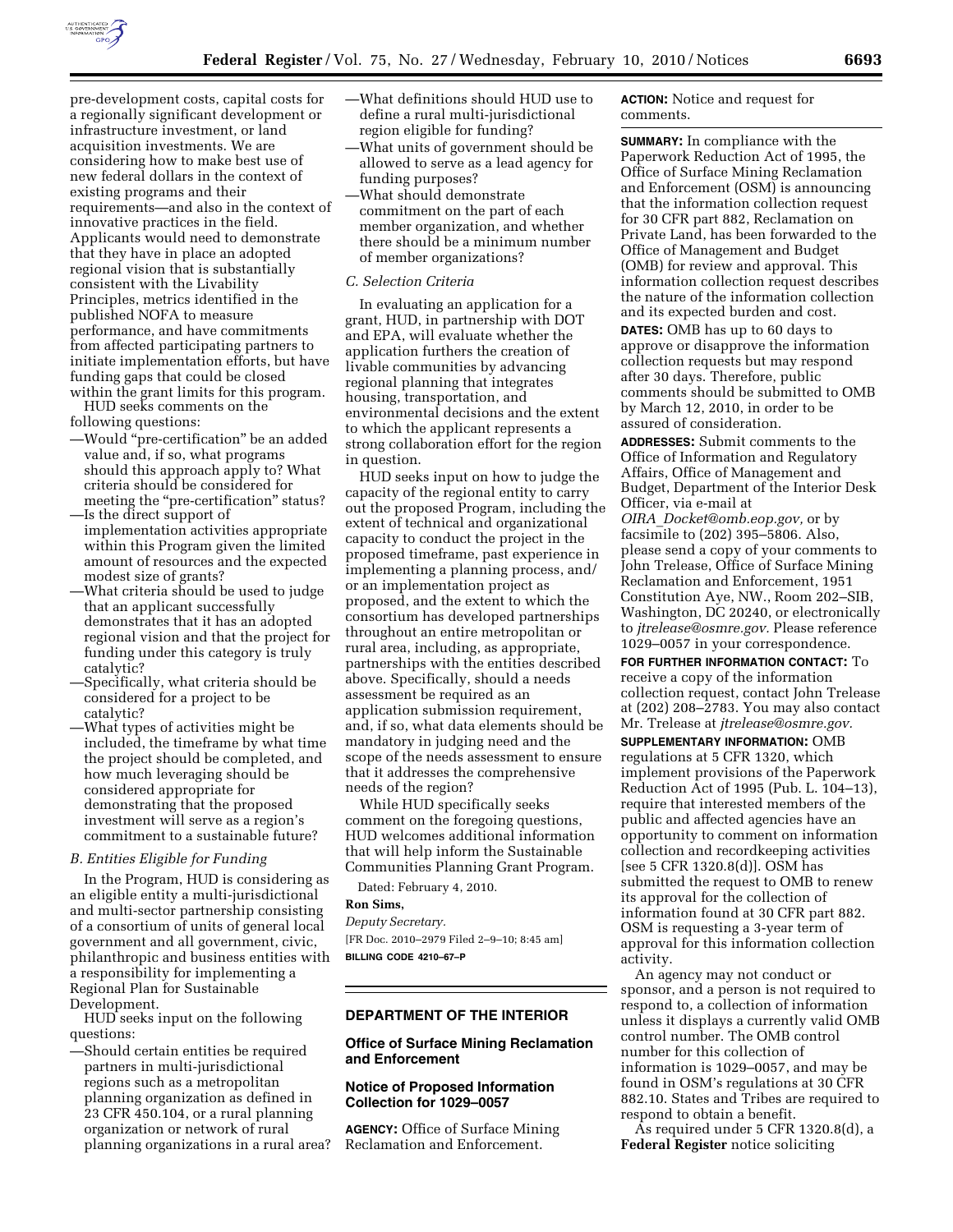pre-development costs, capital costs for a regionally significant development or infrastructure investment, or land acquisition investments. We are considering how to make best use of new federal dollars in the context of existing programs and their requirements—and also in the context of innovative practices in the field. Applicants would need to demonstrate that they have in place an adopted regional vision that is substantially consistent with the Livability Principles, metrics identified in the published NOFA to measure performance, and have commitments from affected participating partners to initiate implementation efforts, but have funding gaps that could be closed within the grant limits for this program.

HUD seeks comments on the following questions:

—Would "pre-certification" be an added value and, if so, what programs should this approach apply to? What criteria should be considered for meeting the "pre-certification" status?
—Is the direct support of implementation activities appropriate within this Program given the limited amount of resources and the expected modest size of grants?
—What criteria should be used to judge that an applicant successfully demonstrates that it has an adopted regional vision and that the project for funding under this category is truly catalytic?
—Specifically, what criteria should be considered for a project to be catalytic?
—What types of activities might be included, the timeframe by what time the project should be completed, and how much leveraging should be considered appropriate for demonstrating that the proposed investment will serve as a region's commitment to a sustainable future?

*B. Entities Eligible for Funding*

In the Program, HUD is considering as an eligible entity a multi-jurisdictional and multi-sector partnership consisting of a consortium of units of general local government and all government, civic, philanthropic and business entities with a responsibility for implementing a Regional Plan for Sustainable Development.

HUD seeks input on the following questions:

—Should certain entities be required partners in multi-jurisdictional regions such as a metropolitan planning organization as defined in 23 CFR 450.104, or a rural planning organization or network of rural planning organizations in a rural area?
—What definitions should HUD use to define a rural multi-jurisdictional region eligible for funding?
—What units of government should be allowed to serve as a lead agency for funding purposes?
—What should demonstrate commitment on the part of each member organization, and whether there should be a minimum number of member organizations?

*C. Selection Criteria*

In evaluating an application for a grant, HUD, in partnership with DOT and EPA, will evaluate whether the application furthers the creation of livable communities by advancing regional planning that integrates housing, transportation, and environmental decisions and the extent to which the applicant represents a strong collaboration effort for the region in question.

HUD seeks input on how to judge the capacity of the regional entity to carry out the proposed Program, including the extent of technical and organizational capacity to conduct the project in the proposed timeframe, past experience in implementing a planning process, and/or an implementation project as proposed, and the extent to which the consortium has developed partnerships throughout an entire metropolitan or rural area, including, as appropriate, partnerships with the entities described above. Specifically, should a needs assessment be required as an application submission requirement, and, if so, what data elements should be mandatory in judging need and the scope of the needs assessment to ensure that it addresses the comprehensive needs of the region?

While HUD specifically seeks comment on the foregoing questions, HUD welcomes additional information that will help inform the Sustainable Communities Planning Grant Program.

Dated: February 4, 2010.

**Ron Sims,**

*Deputy Secretary.*

[FR Doc. 2010–2979 Filed 2–9–10; 8:45 am]

**BILLING CODE 4210–67–P**

## DEPARTMENT OF THE INTERIOR

### Office of Surface Mining Reclamation and Enforcement

### Notice of Proposed Information Collection for 1029–0057

**AGENCY:** Office of Surface Mining Reclamation and Enforcement.

**ACTION:** Notice and request for comments.

**SUMMARY:** In compliance with the Paperwork Reduction Act of 1995, the Office of Surface Mining Reclamation and Enforcement (OSM) is announcing that the information collection request for 30 CFR part 882, Reclamation on Private Land, has been forwarded to the Office of Management and Budget (OMB) for review and approval. This information collection request describes the nature of the information collection and its expected burden and cost.

**DATES:** OMB has up to 60 days to approve or disapprove the information collection requests but may respond after 30 days. Therefore, public comments should be submitted to OMB by March 12, 2010, in order to be assured of consideration.

**ADDRESSES:** Submit comments to the Office of Information and Regulatory Affairs, Office of Management and Budget, Department of the Interior Desk Officer, via e-mail at *OIRA_Docket@omb.eop.gov,* or by facsimile to (202) 395–5806. Also, please send a copy of your comments to John Trelease, Office of Surface Mining Reclamation and Enforcement, 1951 Constitution Aye, NW., Room 202–SIB, Washington, DC 20240, or electronically to *jtrelease@osmre.gov.* Please reference 1029–0057 in your correspondence.

**FOR FURTHER INFORMATION CONTACT:** To receive a copy of the information collection request, contact John Trelease at (202) 208–2783. You may also contact Mr. Trelease at *jtrelease@osmre.gov.*

**SUPPLEMENTARY INFORMATION:** OMB regulations at 5 CFR 1320, which implement provisions of the Paperwork Reduction Act of 1995 (Pub. L. 104–13), require that interested members of the public and affected agencies have an opportunity to comment on information collection and recordkeeping activities [see 5 CFR 1320.8(d)]. OSM has submitted the request to OMB to renew its approval for the collection of information found at 30 CFR part 882. OSM is requesting a 3-year term of approval for this information collection activity.

An agency may not conduct or sponsor, and a person is not required to respond to, a collection of information unless it displays a currently valid OMB control number. The OMB control number for this collection of information is 1029–0057, and may be found in OSM's regulations at 30 CFR 882.10. States and Tribes are required to respond to obtain a benefit.

As required under 5 CFR 1320.8(d), a **Federal Register** notice soliciting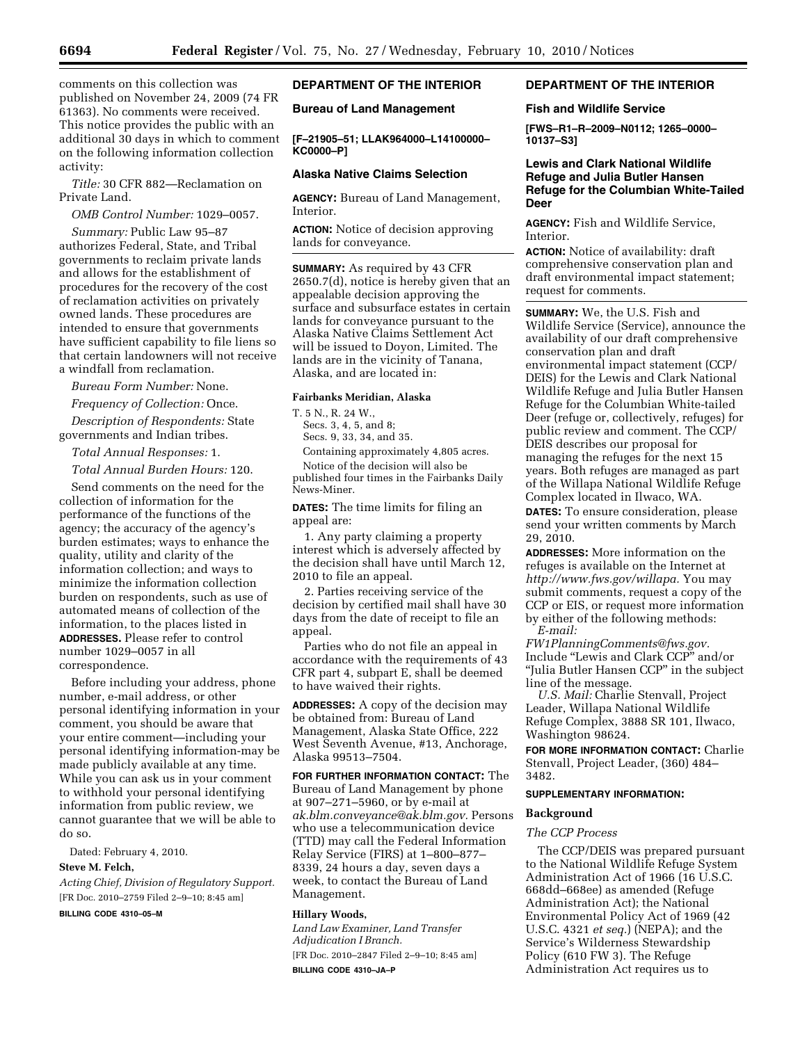comments on this collection was published on November 24, 2009 (74 FR 61363). No comments were received. This notice provides the public with an additional 30 days in which to comment on the following information collection activity:

*Title:* 30 CFR 882—Reclamation on Private Land.

*OMB Control Number:* 1029–0057.

*Summary:* Public Law 95–87 authorizes Federal, State, and Tribal governments to reclaim private lands and allows for the establishment of procedures for the recovery of the cost of reclamation activities on privately owned lands. These procedures are intended to ensure that governments have sufficient capability to file liens so that certain landowners will not receive a windfall from reclamation.

*Bureau Form Number:* None.

*Frequency of Collection:* Once.

*Description of Respondents:* State governments and Indian tribes.

*Total Annual Responses:* 1.

*Total Annual Burden Hours:* 120.

Send comments on the need for the collection of information for the performance of the functions of the agency; the accuracy of the agency's burden estimates; ways to enhance the quality, utility and clarity of the information collection; and ways to minimize the information collection burden on respondents, such as use of automated means of collection of the information, to the places listed in **ADDRESSES.** Please refer to control number 1029–0057 in all correspondence.

Before including your address, phone number, e-mail address, or other personal identifying information in your comment, you should be aware that your entire comment—including your personal identifying information-may be made publicly available at any time. While you can ask us in your comment to withhold your personal identifying information from public review, we cannot guarantee that we will be able to do so.

Dated: February 4, 2010.

**Steve M. Felch,**

*Acting Chief, Division of Regulatory Support.*

[FR Doc. 2010–2759 Filed 2–9–10; 8:45 am]

**BILLING CODE 4310–05–M**

## DEPARTMENT OF THE INTERIOR

### Bureau of Land Management

**[F–21905–51; LLAK964000–L14100000–KC0000–P]**

### Alaska Native Claims Selection

**AGENCY:** Bureau of Land Management, Interior.

**ACTION:** Notice of decision approving lands for conveyance.

**SUMMARY:** As required by 43 CFR 2650.7(d), notice is hereby given that an appealable decision approving the surface and subsurface estates in certain lands for conveyance pursuant to the Alaska Native Claims Settlement Act will be issued to Doyon, Limited. The lands are in the vicinity of Tanana, Alaska, and are located in:

**Fairbanks Meridian, Alaska**

T. 5 N., R. 24 W.,
Secs. 3, 4, 5, and 8;
Secs. 9, 33, 34, and 35.

Containing approximately 4,805 acres.

Notice of the decision will also be published four times in the Fairbanks Daily News-Miner.

**DATES:** The time limits for filing an appeal are:

1. Any party claiming a property interest which is adversely affected by the decision shall have until March 12, 2010 to file an appeal.

2. Parties receiving service of the decision by certified mail shall have 30 days from the date of receipt to file an appeal.

Parties who do not file an appeal in accordance with the requirements of 43 CFR part 4, subpart E, shall be deemed to have waived their rights.

**ADDRESSES:** A copy of the decision may be obtained from: Bureau of Land Management, Alaska State Office, 222 West Seventh Avenue, #13, Anchorage, Alaska 99513–7504.

**FOR FURTHER INFORMATION CONTACT:** The Bureau of Land Management by phone at 907–271–5960, or by e-mail at *ak.blm.conveyance@ak.blm.gov.* Persons who use a telecommunication device (TTD) may call the Federal Information Relay Service (FIRS) at 1–800–877–8339, 24 hours a day, seven days a week, to contact the Bureau of Land Management.

**Hillary Woods,**

*Land Law Examiner, Land Transfer Adjudication I Branch.*

[FR Doc. 2010–2847 Filed 2–9–10; 8:45 am]

**BILLING CODE 4310–JA–P**

## DEPARTMENT OF THE INTERIOR

### Fish and Wildlife Service

**[FWS–R1–R–2009–N0112; 1265–0000–10137–S3]**

### Lewis and Clark National Wildlife Refuge and Julia Butler Hansen Refuge for the Columbian White-Tailed Deer

**AGENCY:** Fish and Wildlife Service, Interior.

**ACTION:** Notice of availability: draft comprehensive conservation plan and draft environmental impact statement; request for comments.

**SUMMARY:** We, the U.S. Fish and Wildlife Service (Service), announce the availability of our draft comprehensive conservation plan and draft environmental impact statement (CCP/DEIS) for the Lewis and Clark National Wildlife Refuge and Julia Butler Hansen Refuge for the Columbian White-tailed Deer (refuge or, collectively, refuges) for public review and comment. The CCP/DEIS describes our proposal for managing the refuges for the next 15 years. Both refuges are managed as part of the Willapa National Wildlife Refuge Complex located in Ilwaco, WA.

**DATES:** To ensure consideration, please send your written comments by March 29, 2010.

**ADDRESSES:** More information on the refuges is available on the Internet at *http://www.fws.gov/willapa.* You may submit comments, request a copy of the CCP or EIS, or request more information by either of the following methods:

*E-mail: FW1PlanningComments@fws.gov.* Include "Lewis and Clark CCP" and/or "Julia Butler Hansen CCP" in the subject line of the message.

*U.S. Mail:* Charlie Stenvall, Project Leader, Willapa National Wildlife Refuge Complex, 3888 SR 101, Ilwaco, Washington 98624.

**FOR MORE INFORMATION CONTACT:** Charlie Stenvall, Project Leader, (360) 484–3482.

**SUPPLEMENTARY INFORMATION:**

### Background

#### *The CCP Process*

The CCP/DEIS was prepared pursuant to the National Wildlife Refuge System Administration Act of 1966 (16 U.S.C. 668dd–668ee) as amended (Refuge Administration Act); the National Environmental Policy Act of 1969 (42 U.S.C. 4321 *et seq.*) (NEPA); and the Service's Wilderness Stewardship Policy (610 FW 3). The Refuge Administration Act requires us to